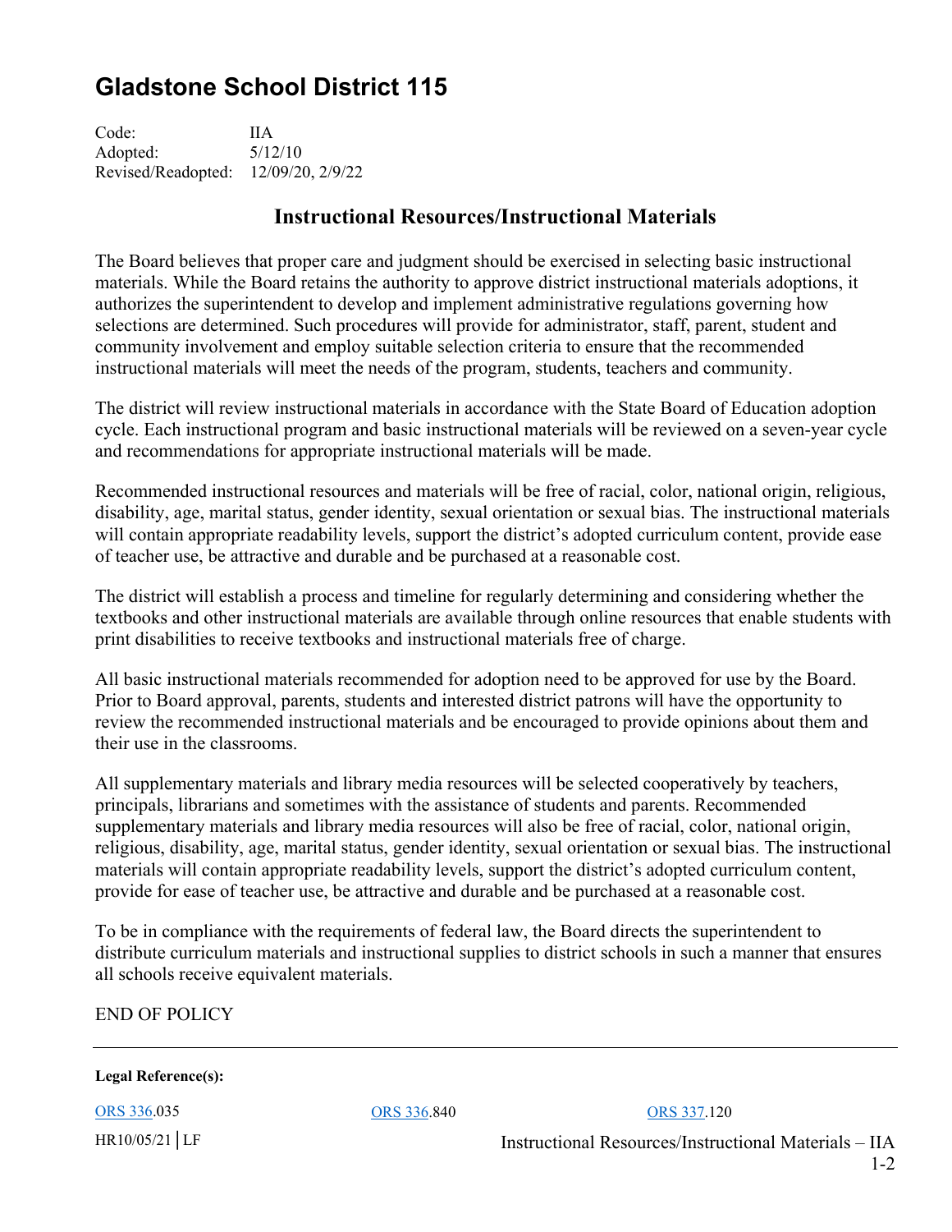# Gladstone School District 115

Code: IIA
Adopted: 5/12/10
Revised/Readopted: 12/09/20, 2/9/22

## Instructional Resources/Instructional Materials

The Board believes that proper care and judgment should be exercised in selecting basic instructional materials. While the Board retains the authority to approve district instructional materials adoptions, it authorizes the superintendent to develop and implement administrative regulations governing how selections are determined. Such procedures will provide for administrator, staff, parent, student and community involvement and employ suitable selection criteria to ensure that the recommended instructional materials will meet the needs of the program, students, teachers and community.

The district will review instructional materials in accordance with the State Board of Education adoption cycle. Each instructional program and basic instructional materials will be reviewed on a seven-year cycle and recommendations for appropriate instructional materials will be made.

Recommended instructional resources and materials will be free of racial, color, national origin, religious, disability, age, marital status, gender identity, sexual orientation or sexual bias. The instructional materials will contain appropriate readability levels, support the district's adopted curriculum content, provide ease of teacher use, be attractive and durable and be purchased at a reasonable cost.

The district will establish a process and timeline for regularly determining and considering whether the textbooks and other instructional materials are available through online resources that enable students with print disabilities to receive textbooks and instructional materials free of charge.

All basic instructional materials recommended for adoption need to be approved for use by the Board. Prior to Board approval, parents, students and interested district patrons will have the opportunity to review the recommended instructional materials and be encouraged to provide opinions about them and their use in the classrooms.

All supplementary materials and library media resources will be selected cooperatively by teachers, principals, librarians and sometimes with the assistance of students and parents. Recommended supplementary materials and library media resources will also be free of racial, color, national origin, religious, disability, age, marital status, gender identity, sexual orientation or sexual bias. The instructional materials will contain appropriate readability levels, support the district's adopted curriculum content, provide for ease of teacher use, be attractive and durable and be purchased at a reasonable cost.

To be in compliance with the requirements of federal law, the Board directs the superintendent to distribute curriculum materials and instructional supplies to district schools in such a manner that ensures all schools receive equivalent materials.

END OF POLICY

---

**Legal Reference(s):**

ORS 336.035 ORS 336.840 ORS 337.120

HR10/05/21 | LF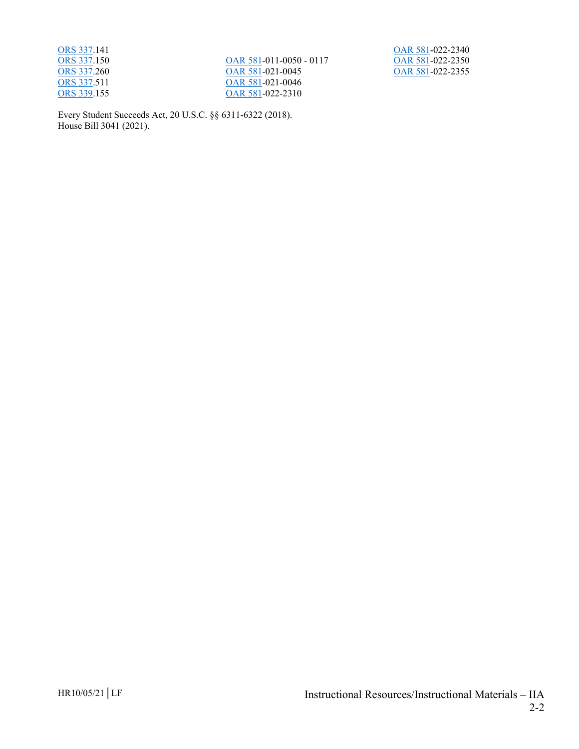ORS 337.141
ORS 337.150
ORS 337.260
ORS 337.511
ORS 339.155

OAR 581-011-0050 - 0117
OAR 581-021-0045
OAR 581-021-0046
OAR 581-022-2310

OAR 581-022-2340
OAR 581-022-2350
OAR 581-022-2355

Every Student Succeeds Act, 20 U.S.C. §§ 6311-6322 (2018).
House Bill 3041 (2021).